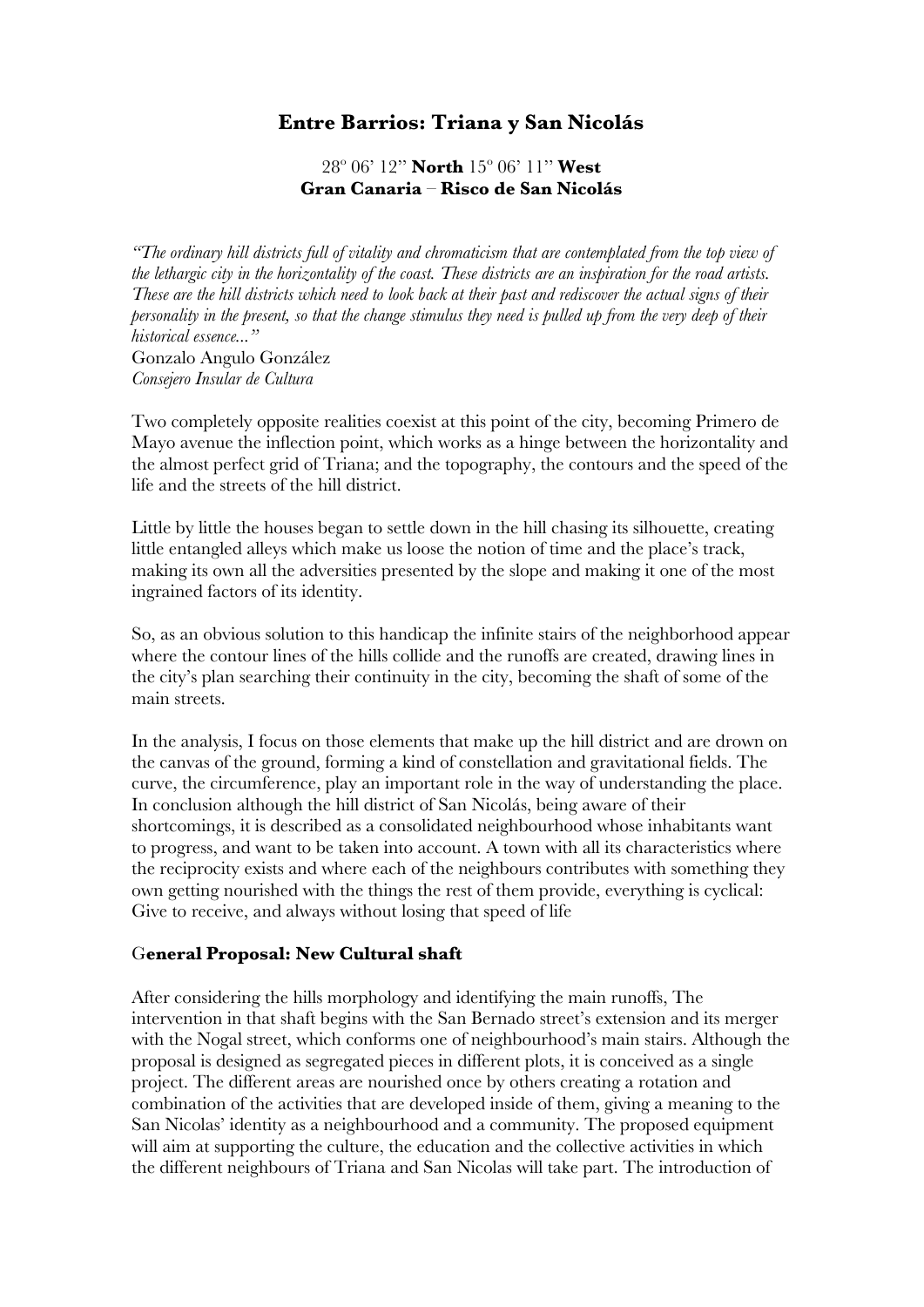# Entre Barrios: Triana y San Nicolás

**28º 06' 12'' North 15º 06' 11'' West**
**Gran Canaria – Risco de San Nicolás**

*"The ordinary hill districts full of vitality and chromaticism that are contemplated from the top view of the lethargic city in the horizontality of the coast. These districts are an inspiration for the road artists. These are the hill districts which need to look back at their past and rediscover the actual signs of their personality in the present, so that the change stimulus they need is pulled up from the very deep of their historical essence..."*

Gonzalo Angulo González
*Consejero Insular de Cultura*

Two completely opposite realities coexist at this point of the city, becoming Primero de Mayo avenue the inflection point, which works as a hinge between the horizontality and the almost perfect grid of Triana; and the topography, the contours and the speed of the life and the streets of the hill district.

Little by little the houses began to settle down in the hill chasing its silhouette, creating little entangled alleys which make us loose the notion of time and the place's track, making its own all the adversities presented by the slope and making it one of the most ingrained factors of its identity.

So, as an obvious solution to this handicap the infinite stairs of the neighborhood appear where the contour lines of the hills collide and the runoffs are created, drawing lines in the city's plan searching their continuity in the city, becoming the shaft of some of the main streets.

In the analysis, I focus on those elements that make up the hill district and are drown on the canvas of the ground, forming a kind of constellation and gravitational fields. The curve, the circumference, play an important role in the way of understanding the place. In conclusion although the hill district of San Nicolás, being aware of their shortcomings, it is described as a consolidated neighbourhood whose inhabitants want to progress, and want to be taken into account. A town with all its characteristics where the reciprocity exists and where each of the neighbours contributes with something they own getting nourished with the things the rest of them provide, everything is cyclical: Give to receive, and always without losing that speed of life

## General Proposal: New Cultural shaft

After considering the hills morphology and identifying the main runoffs, The intervention in that shaft begins with the San Bernado street's extension and its merger with the Nogal street, which conforms one of neighbourhood's main stairs. Although the proposal is designed as segregated pieces in different plots, it is conceived as a single project. The different areas are nourished once by others creating a rotation and combination of the activities that are developed inside of them, giving a meaning to the San Nicolas' identity as a neighbourhood and a community. The proposed equipment will aim at supporting the culture, the education and the collective activities in which the different neighbours of Triana and San Nicolas will take part. The introduction of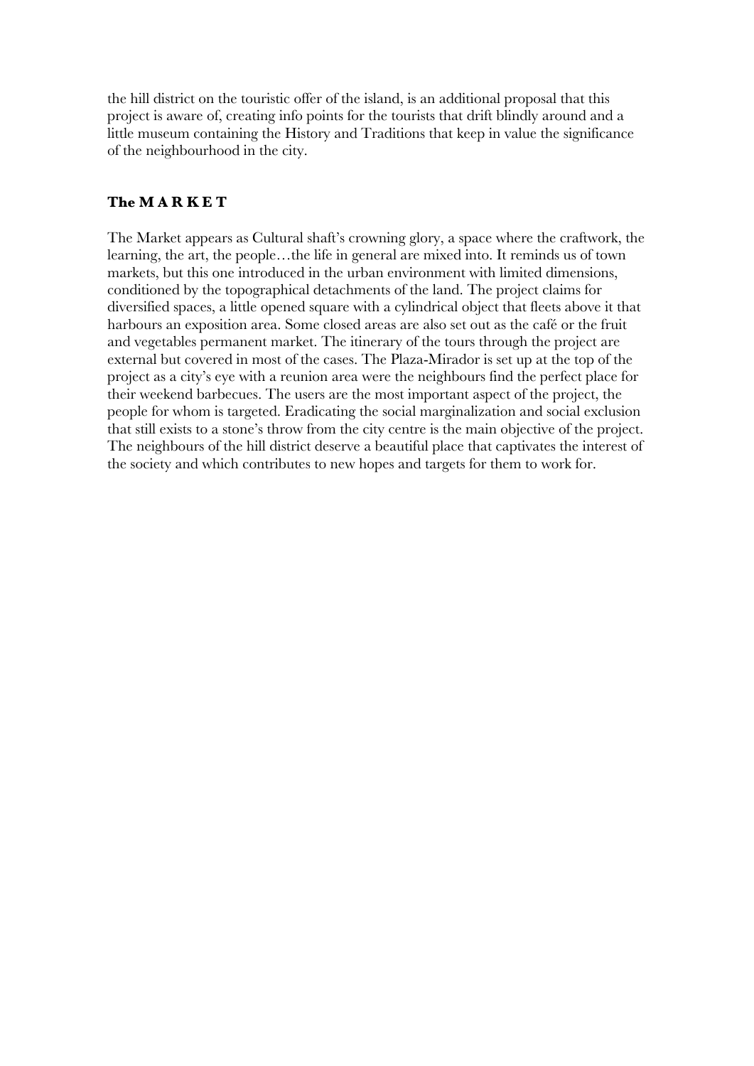the hill district on the touristic offer of the island, is an additional proposal that this project is aware of, creating info points for the tourists that drift blindly around and a little museum containing the History and Traditions that keep in value the significance of the neighbourhood in the city.

### The M A R K E T

The Market appears as Cultural shaft's crowning glory, a space where the craftwork, the learning, the art, the people…the life in general are mixed into. It reminds us of town markets, but this one introduced in the urban environment with limited dimensions, conditioned by the topographical detachments of the land. The project claims for diversified spaces, a little opened square with a cylindrical object that fleets above it that harbours an exposition area. Some closed areas are also set out as the café or the fruit and vegetables permanent market. The itinerary of the tours through the project are external but covered in most of the cases. The Plaza-Mirador is set up at the top of the project as a city's eye with a reunion area were the neighbours find the perfect place for their weekend barbecues. The users are the most important aspect of the project, the people for whom is targeted. Eradicating the social marginalization and social exclusion that still exists to a stone's throw from the city centre is the main objective of the project. The neighbours of the hill district deserve a beautiful place that captivates the interest of the society and which contributes to new hopes and targets for them to work for.